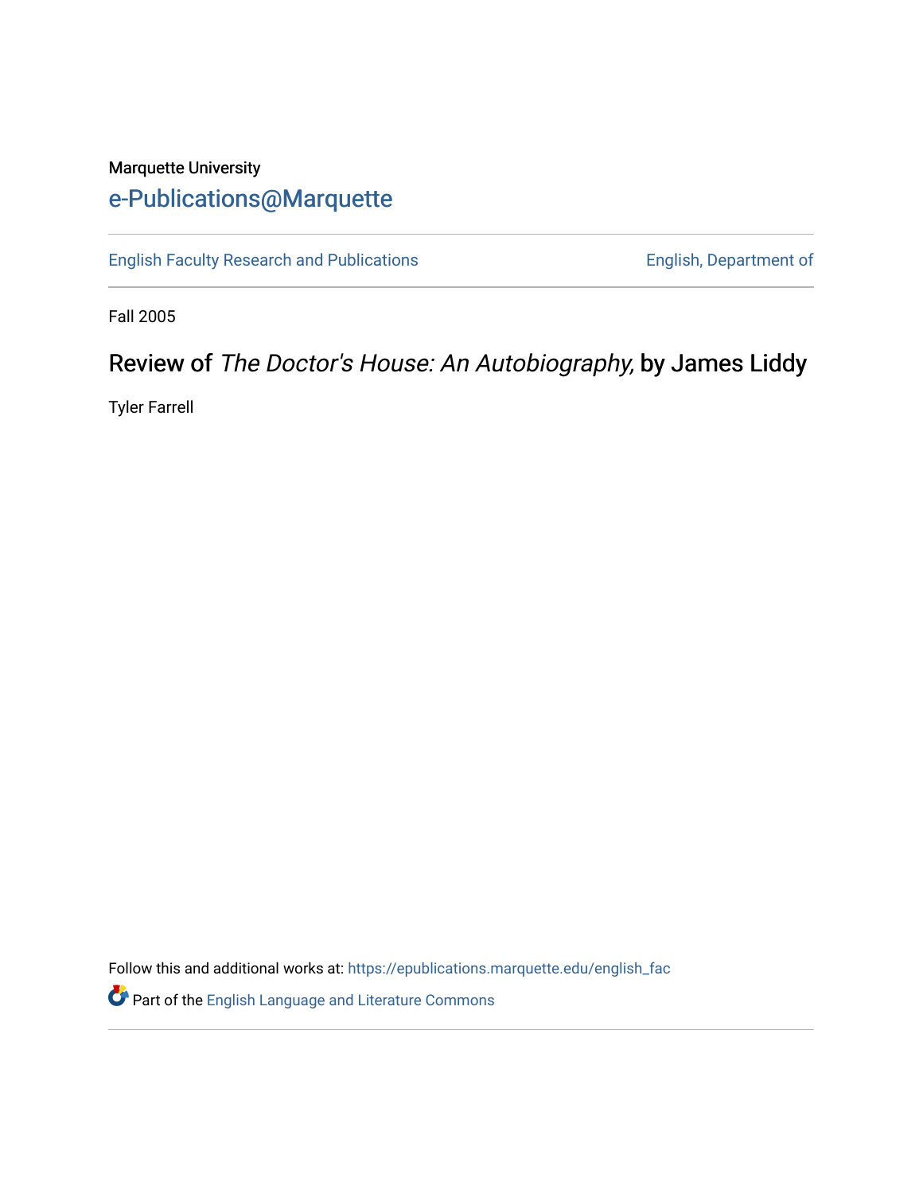Marquette University

e-Publications@Marquette

English Faculty Research and Publications | English, Department of

Fall 2005

# Review of *The Doctor's House: An Autobiography,* by James Liddy

Tyler Farrell

Follow this and additional works at: https://epublications.marquette.edu/english_fac

Part of the English Language and Literature Commons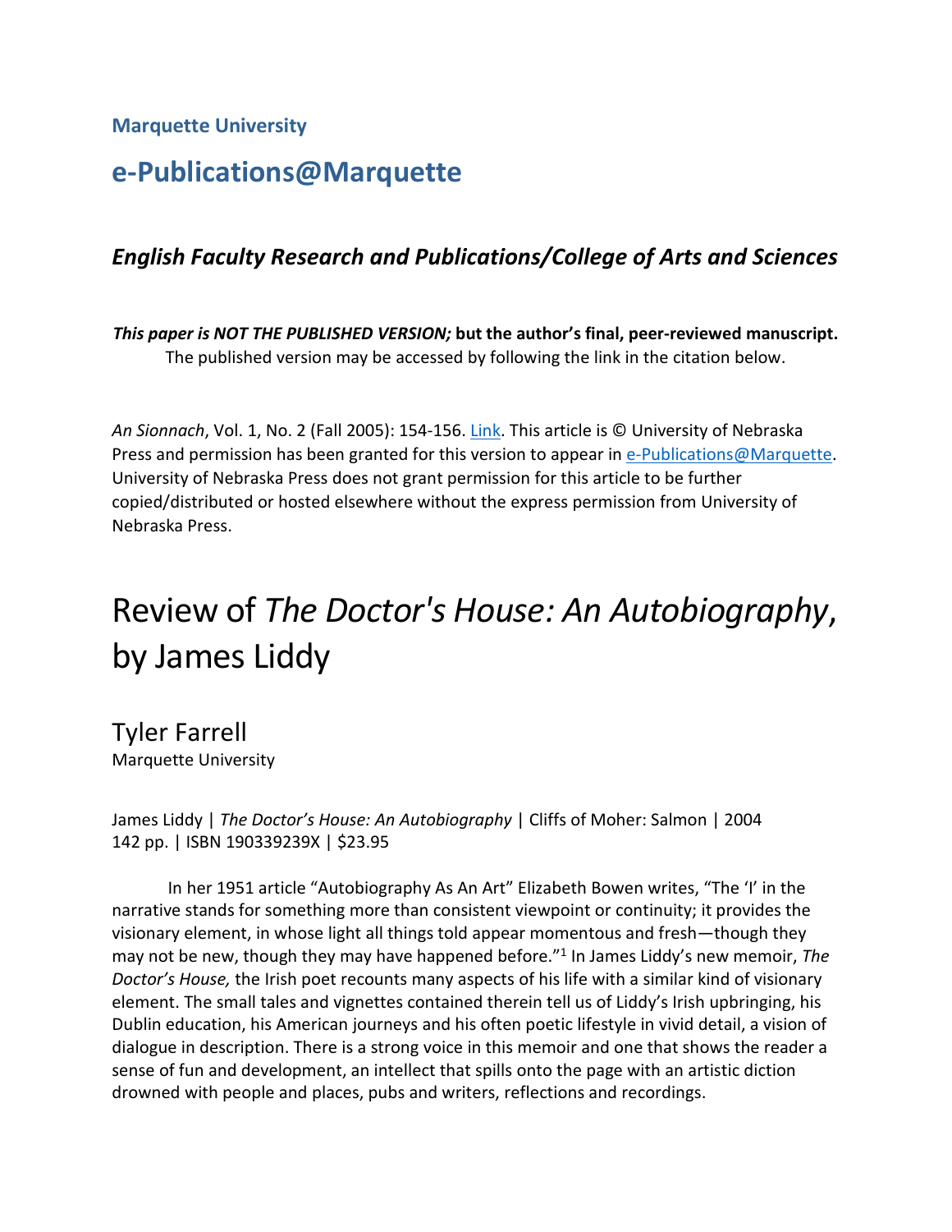**Marquette University**

## e-Publications@Marquette

### *English Faculty Research and Publications/College of Arts and Sciences*

***This paper is NOT THE PUBLISHED VERSION;* but the author's final, peer-reviewed manuscript.** The published version may be accessed by following the link in the citation below.

*An Sionnach*, Vol. 1, No. 2 (Fall 2005): 154-156. Link. This article is © University of Nebraska Press and permission has been granted for this version to appear in e-Publications@Marquette. University of Nebraska Press does not grant permission for this article to be further copied/distributed or hosted elsewhere without the express permission from University of Nebraska Press.

# Review of *The Doctor's House: An Autobiography*, by James Liddy

Tyler Farrell
Marquette University

James Liddy | *The Doctor's House: An Autobiography* | Cliffs of Moher: Salmon | 2004
142 pp. | ISBN 190339239X | $23.95

In her 1951 article "Autobiography As An Art" Elizabeth Bowen writes, "The 'I' in the narrative stands for something more than consistent viewpoint or continuity; it provides the visionary element, in whose light all things told appear momentous and fresh—though they may not be new, though they may have happened before."[1] In James Liddy's new memoir, *The Doctor's House,* the Irish poet recounts many aspects of his life with a similar kind of visionary element. The small tales and vignettes contained therein tell us of Liddy's Irish upbringing, his Dublin education, his American journeys and his often poetic lifestyle in vivid detail, a vision of dialogue in description. There is a strong voice in this memoir and one that shows the reader a sense of fun and development, an intellect that spills onto the page with an artistic diction drowned with people and places, pubs and writers, reflections and recordings.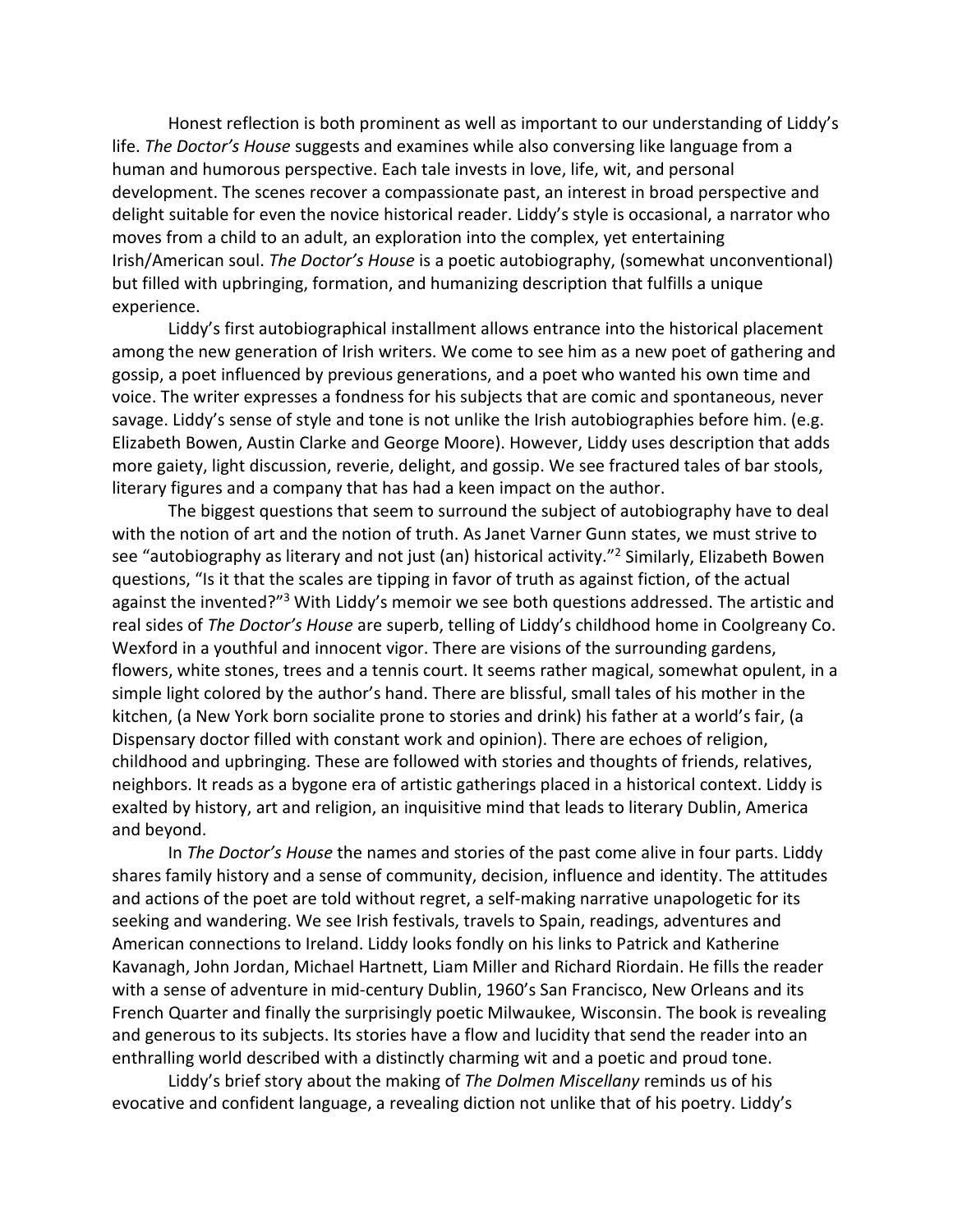Honest reflection is both prominent as well as important to our understanding of Liddy's life. *The Doctor's House* suggests and examines while also conversing like language from a human and humorous perspective. Each tale invests in love, life, wit, and personal development. The scenes recover a compassionate past, an interest in broad perspective and delight suitable for even the novice historical reader. Liddy's style is occasional, a narrator who moves from a child to an adult, an exploration into the complex, yet entertaining Irish/American soul. *The Doctor's House* is a poetic autobiography, (somewhat unconventional) but filled with upbringing, formation, and humanizing description that fulfills a unique experience.

Liddy's first autobiographical installment allows entrance into the historical placement among the new generation of Irish writers. We come to see him as a new poet of gathering and gossip, a poet influenced by previous generations, and a poet who wanted his own time and voice. The writer expresses a fondness for his subjects that are comic and spontaneous, never savage. Liddy's sense of style and tone is not unlike the Irish autobiographies before him. (e.g. Elizabeth Bowen, Austin Clarke and George Moore). However, Liddy uses description that adds more gaiety, light discussion, reverie, delight, and gossip. We see fractured tales of bar stools, literary figures and a company that has had a keen impact on the author.

The biggest questions that seem to surround the subject of autobiography have to deal with the notion of art and the notion of truth. As Janet Varner Gunn states, we must strive to see "autobiography as literary and not just (an) historical activity."[2] Similarly, Elizabeth Bowen questions, "Is it that the scales are tipping in favor of truth as against fiction, of the actual against the invented?"[3] With Liddy's memoir we see both questions addressed. The artistic and real sides of *The Doctor's House* are superb, telling of Liddy's childhood home in Coolgreany Co. Wexford in a youthful and innocent vigor. There are visions of the surrounding gardens, flowers, white stones, trees and a tennis court. It seems rather magical, somewhat opulent, in a simple light colored by the author's hand. There are blissful, small tales of his mother in the kitchen, (a New York born socialite prone to stories and drink) his father at a world's fair, (a Dispensary doctor filled with constant work and opinion). There are echoes of religion, childhood and upbringing. These are followed with stories and thoughts of friends, relatives, neighbors. It reads as a bygone era of artistic gatherings placed in a historical context. Liddy is exalted by history, art and religion, an inquisitive mind that leads to literary Dublin, America and beyond.

In *The Doctor's House* the names and stories of the past come alive in four parts. Liddy shares family history and a sense of community, decision, influence and identity. The attitudes and actions of the poet are told without regret, a self-making narrative unapologetic for its seeking and wandering. We see Irish festivals, travels to Spain, readings, adventures and American connections to Ireland. Liddy looks fondly on his links to Patrick and Katherine Kavanagh, John Jordan, Michael Hartnett, Liam Miller and Richard Riordain. He fills the reader with a sense of adventure in mid-century Dublin, 1960's San Francisco, New Orleans and its French Quarter and finally the surprisingly poetic Milwaukee, Wisconsin. The book is revealing and generous to its subjects. Its stories have a flow and lucidity that send the reader into an enthralling world described with a distinctly charming wit and a poetic and proud tone.

Liddy's brief story about the making of *The Dolmen Miscellany* reminds us of his evocative and confident language, a revealing diction not unlike that of his poetry. Liddy's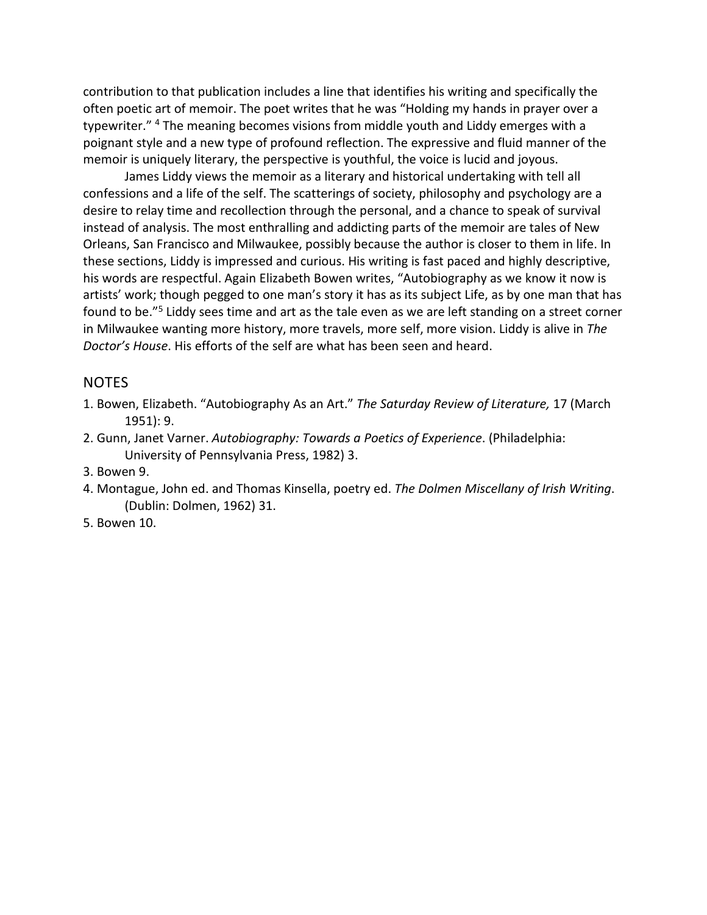contribution to that publication includes a line that identifies his writing and specifically the often poetic art of memoir. The poet writes that he was "Holding my hands in prayer over a typewriter." [4] The meaning becomes visions from middle youth and Liddy emerges with a poignant style and a new type of profound reflection. The expressive and fluid manner of the memoir is uniquely literary, the perspective is youthful, the voice is lucid and joyous.

James Liddy views the memoir as a literary and historical undertaking with tell all confessions and a life of the self. The scatterings of society, philosophy and psychology are a desire to relay time and recollection through the personal, and a chance to speak of survival instead of analysis. The most enthralling and addicting parts of the memoir are tales of New Orleans, San Francisco and Milwaukee, possibly because the author is closer to them in life. In these sections, Liddy is impressed and curious. His writing is fast paced and highly descriptive, his words are respectful. Again Elizabeth Bowen writes, "Autobiography as we know it now is artists' work; though pegged to one man's story it has as its subject Life, as by one man that has found to be."[5] Liddy sees time and art as the tale even as we are left standing on a street corner in Milwaukee wanting more history, more travels, more self, more vision. Liddy is alive in *The Doctor's House*. His efforts of the self are what has been seen and heard.

## NOTES

1. Bowen, Elizabeth. "Autobiography As an Art." *The Saturday Review of Literature,* 17 (March 1951): 9.
2. Gunn, Janet Varner. *Autobiography: Towards a Poetics of Experience*. (Philadelphia: University of Pennsylvania Press, 1982) 3.
3. Bowen 9.
4. Montague, John ed. and Thomas Kinsella, poetry ed. *The Dolmen Miscellany of Irish Writing*. (Dublin: Dolmen, 1962) 31.
5. Bowen 10.